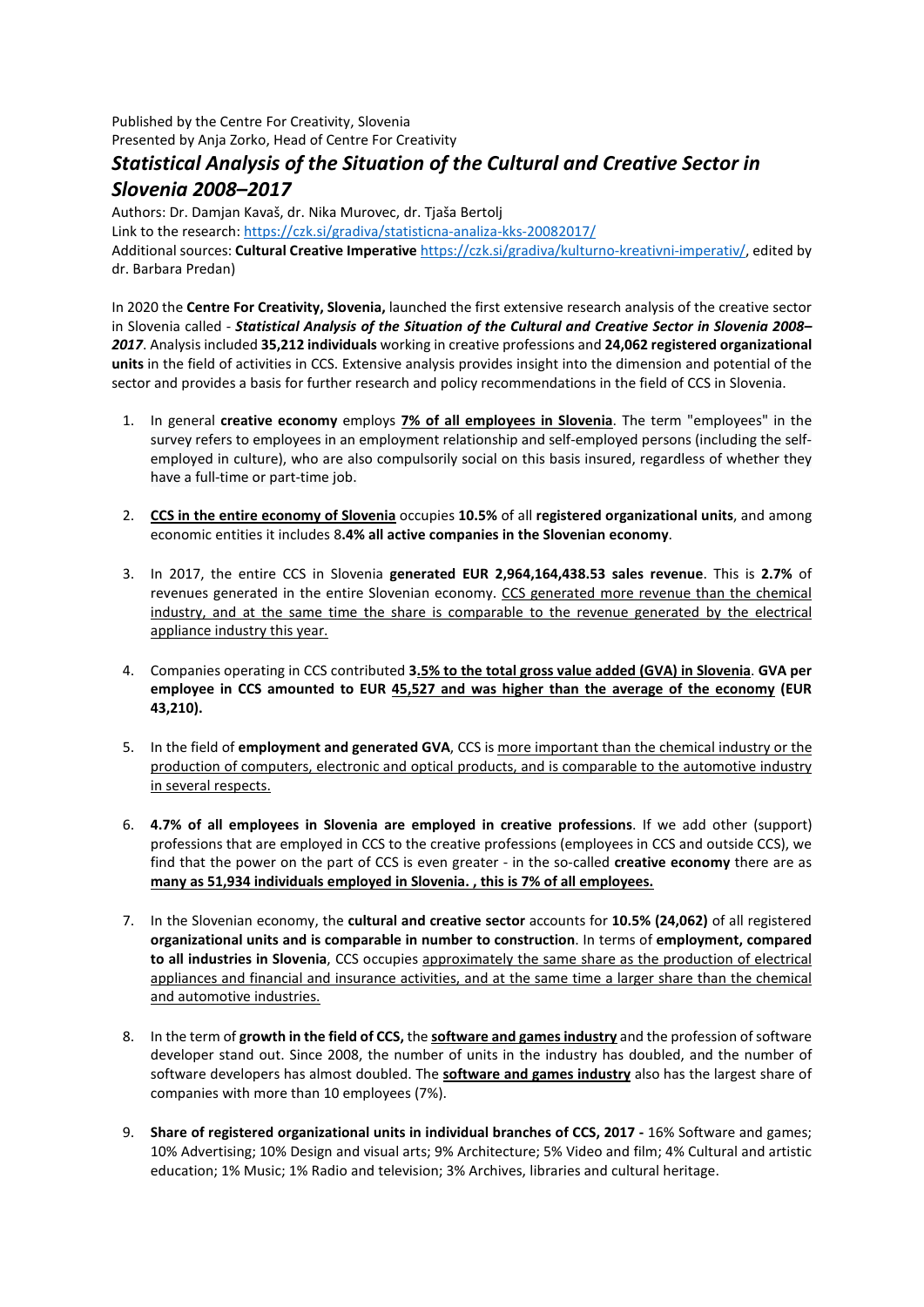Published by the Centre For Creativity, Slovenia
Presented by Anja Zorko, Head of Centre For Creativity

# *Statistical Analysis of the Situation of the Cultural and Creative Sector in Slovenia 2008–2017*

Authors: Dr. Damjan Kavaš, dr. Nika Murovec, dr. Tjaša Bertolj
Link to the research: https://czk.si/gradiva/statisticna-analiza-kks-20082017/
Additional sources: **Cultural Creative Imperative** https://czk.si/gradiva/kulturno-kreativni-imperativ/, edited by dr. Barbara Predan)

In 2020 the **Centre For Creativity, Slovenia,** launched the first extensive research analysis of the creative sector in Slovenia called - ***Statistical Analysis of the Situation of the Cultural and Creative Sector in Slovenia 2008–2017***. Analysis included **35,212 individuals** working in creative professions and **24,062 registered organizational units** in the field of activities in CCS. Extensive analysis provides insight into the dimension and potential of the sector and provides a basis for further research and policy recommendations in the field of CCS in Slovenia.

1. In general **creative economy** employs **7% of all employees in Slovenia**. The term "employees" in the survey refers to employees in an employment relationship and self-employed persons (including the self-employed in culture), who are also compulsorily social on this basis insured, regardless of whether they have a full-time or part-time job.

2. **CCS in the entire economy of Slovenia** occupies **10.5%** of all **registered organizational units**, and among economic entities it includes 8**.4% all active companies in the Slovenian economy**.

3. In 2017, the entire CCS in Slovenia **generated EUR 2,964,164,438.53 sales revenue**. This is **2.7%** of revenues generated in the entire Slovenian economy. CCS generated more revenue than the chemical industry, and at the same time the share is comparable to the revenue generated by the electrical appliance industry this year.

4. Companies operating in CCS contributed **3.5% to the total gross value added (GVA) in Slovenia**. **GVA per employee in CCS amounted to EUR 45,527 and was higher than the average of the economy (EUR 43,210).**

5. In the field of **employment and generated GVA**, CCS is more important than the chemical industry or the production of computers, electronic and optical products, and is comparable to the automotive industry in several respects.

6. **4.7% of all employees in Slovenia are employed in creative professions**. If we add other (support) professions that are employed in CCS to the creative professions (employees in CCS and outside CCS), we find that the power on the part of CCS is even greater - in the so-called **creative economy** there are as **many as 51,934 individuals employed in Slovenia. , this is 7% of all employees.**

7. In the Slovenian economy, the **cultural and creative sector** accounts for **10.5% (24,062)** of all registered **organizational units and is comparable in number to construction**. In terms of **employment, compared to all industries in Slovenia**, CCS occupies approximately the same share as the production of electrical appliances and financial and insurance activities, and at the same time a larger share than the chemical and automotive industries.

8. In the term of **growth in the field of CCS,** the **software and games industry** and the profession of software developer stand out. Since 2008, the number of units in the industry has doubled, and the number of software developers has almost doubled. The **software and games industry** also has the largest share of companies with more than 10 employees (7%).

9. **Share of registered organizational units in individual branches of CCS, 2017 -** 16% Software and games; 10% Advertising; 10% Design and visual arts; 9% Architecture; 5% Video and film; 4% Cultural and artistic education; 1% Music; 1% Radio and television; 3% Archives, libraries and cultural heritage.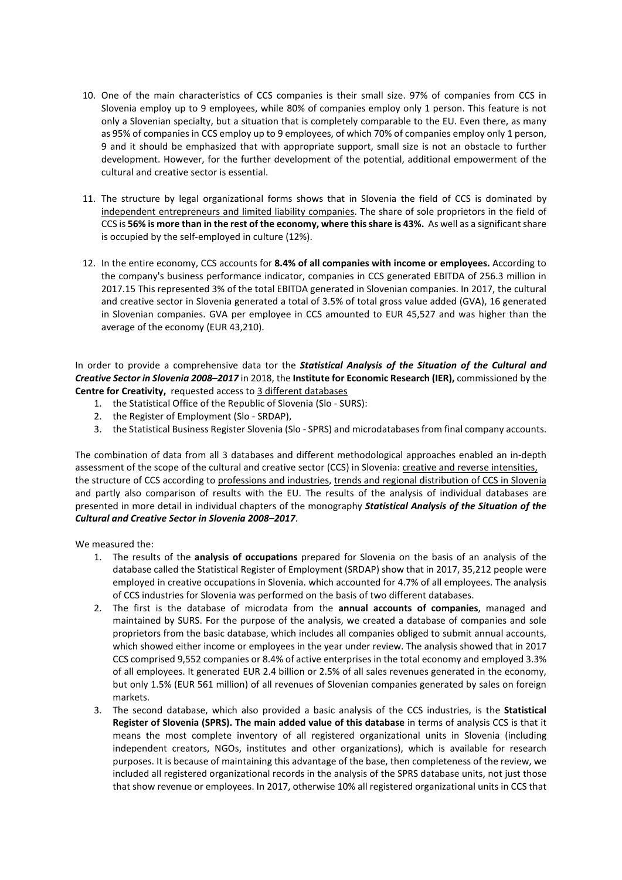10. One of the main characteristics of CCS companies is their small size. 97% of companies from CCS in Slovenia employ up to 9 employees, while 80% of companies employ only 1 person. This feature is not only a Slovenian specialty, but a situation that is completely comparable to the EU. Even there, as many as 95% of companies in CCS employ up to 9 employees, of which 70% of companies employ only 1 person, 9 and it should be emphasized that with appropriate support, small size is not an obstacle to further development. However, for the further development of the potential, additional empowerment of the cultural and creative sector is essential.

11. The structure by legal organizational forms shows that in Slovenia the field of CCS is dominated by <u>independent entrepreneurs and limited liability companies</u>. The share of sole proprietors in the field of CCS is **56% is more than in the rest of the economy, where this share is 43%.** As well as a significant share is occupied by the self-employed in culture (12%).

12. In the entire economy, CCS accounts for **8.4% of all companies with income or employees.** According to the company's business performance indicator, companies in CCS generated EBITDA of 256.3 million in 2017.15 This represented 3% of the total EBITDA generated in Slovenian companies. In 2017, the cultural and creative sector in Slovenia generated a total of 3.5% of total gross value added (GVA), 16 generated in Slovenian companies. GVA per employee in CCS amounted to EUR 45,527 and was higher than the average of the economy (EUR 43,210).

In order to provide a comprehensive data tor the ***Statistical Analysis of the Situation of the Cultural and Creative Sector in Slovenia 2008–2017*** in 2018, the **Institute for Economic Research (IER),** commissioned by the **Centre for Creativity,** requested access to <u>3 different databases</u>

1. the Statistical Office of the Republic of Slovenia (Slo - SURS):
2. the Register of Employment (Slo - SRDAP),
3. the Statistical Business Register Slovenia (Slo - SPRS) and microdatabases from final company accounts.

The combination of data from all 3 databases and different methodological approaches enabled an in-depth assessment of the scope of the cultural and creative sector (CCS) in Slovenia: <u>creative and reverse intensities,</u> the structure of CCS according to <u>professions and industries</u>, <u>trends and regional distribution of CCS in Slovenia</u> and partly also comparison of results with the EU. The results of the analysis of individual databases are presented in more detail in individual chapters of the monography ***Statistical Analysis of the Situation of the Cultural and Creative Sector in Slovenia 2008–2017***.

We measured the:

1. The results of the **analysis of occupations** prepared for Slovenia on the basis of an analysis of the database called the Statistical Register of Employment (SRDAP) show that in 2017, 35,212 people were employed in creative occupations in Slovenia. which accounted for 4.7% of all employees. The analysis of CCS industries for Slovenia was performed on the basis of two different databases.
2. The first is the database of microdata from the **annual accounts of companies**, managed and maintained by SURS. For the purpose of the analysis, we created a database of companies and sole proprietors from the basic database, which includes all companies obliged to submit annual accounts, which showed either income or employees in the year under review. The analysis showed that in 2017 CCS comprised 9,552 companies or 8.4% of active enterprises in the total economy and employed 3.3% of all employees. It generated EUR 2.4 billion or 2.5% of all sales revenues generated in the economy, but only 1.5% (EUR 561 million) of all revenues of Slovenian companies generated by sales on foreign markets.
3. The second database, which also provided a basic analysis of the CCS industries, is the **Statistical Register of Slovenia (SPRS). The main added value of this database** in terms of analysis CCS is that it means the most complete inventory of all registered organizational units in Slovenia (including independent creators, NGOs, institutes and other organizations), which is available for research purposes. It is because of maintaining this advantage of the base, then completeness of the review, we included all registered organizational records in the analysis of the SPRS database units, not just those that show revenue or employees. In 2017, otherwise 10% all registered organizational units in CCS that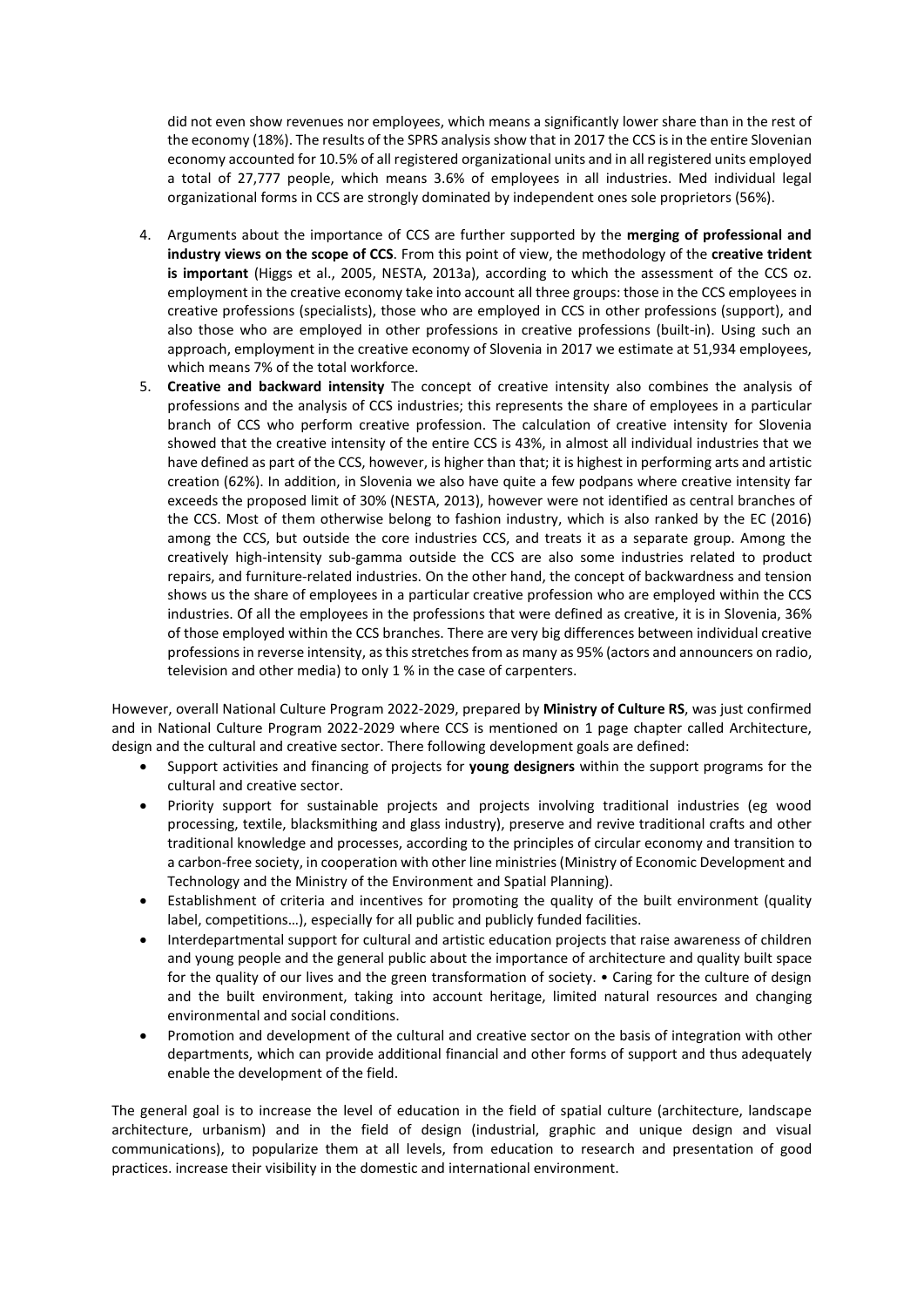did not even show revenues nor employees, which means a significantly lower share than in the rest of the economy (18%). The results of the SPRS analysis show that in 2017 the CCS is in the entire Slovenian economy accounted for 10.5% of all registered organizational units and in all registered units employed a total of 27,777 people, which means 3.6% of employees in all industries. Med individual legal organizational forms in CCS are strongly dominated by independent ones sole proprietors (56%).

4. Arguments about the importance of CCS are further supported by the **merging of professional and industry views on the scope of CCS**. From this point of view, the methodology of the **creative trident is important** (Higgs et al., 2005, NESTA, 2013a), according to which the assessment of the CCS oz. employment in the creative economy take into account all three groups: those in the CCS employees in creative professions (specialists), those who are employed in CCS in other professions (support), and also those who are employed in other professions in creative professions (built-in). Using such an approach, employment in the creative economy of Slovenia in 2017 we estimate at 51,934 employees, which means 7% of the total workforce.
5. **Creative and backward intensity** The concept of creative intensity also combines the analysis of professions and the analysis of CCS industries; this represents the share of employees in a particular branch of CCS who perform creative profession. The calculation of creative intensity for Slovenia showed that the creative intensity of the entire CCS is 43%, in almost all individual industries that we have defined as part of the CCS, however, is higher than that; it is highest in performing arts and artistic creation (62%). In addition, in Slovenia we also have quite a few podpans where creative intensity far exceeds the proposed limit of 30% (NESTA, 2013), however were not identified as central branches of the CCS. Most of them otherwise belong to fashion industry, which is also ranked by the EC (2016) among the CCS, but outside the core industries CCS, and treats it as a separate group. Among the creatively high-intensity sub-gamma outside the CCS are also some industries related to product repairs, and furniture-related industries. On the other hand, the concept of backwardness and tension shows us the share of employees in a particular creative profession who are employed within the CCS industries. Of all the employees in the professions that were defined as creative, it is in Slovenia, 36% of those employed within the CCS branches. There are very big differences between individual creative professions in reverse intensity, as this stretches from as many as 95% (actors and announcers on radio, television and other media) to only 1 % in the case of carpenters.

However, overall National Culture Program 2022-2029, prepared by **Ministry of Culture RS**, was just confirmed and in National Culture Program 2022-2029 where CCS is mentioned on 1 page chapter called Architecture, design and the cultural and creative sector. There following development goals are defined:

- Support activities and financing of projects for **young designers** within the support programs for the cultural and creative sector.
- Priority support for sustainable projects and projects involving traditional industries (eg wood processing, textile, blacksmithing and glass industry), preserve and revive traditional crafts and other traditional knowledge and processes, according to the principles of circular economy and transition to a carbon-free society, in cooperation with other line ministries (Ministry of Economic Development and Technology and the Ministry of the Environment and Spatial Planning).
- Establishment of criteria and incentives for promoting the quality of the built environment (quality label, competitions...), especially for all public and publicly funded facilities.
- Interdepartmental support for cultural and artistic education projects that raise awareness of children and young people and the general public about the importance of architecture and quality built space for the quality of our lives and the green transformation of society. • Caring for the culture of design and the built environment, taking into account heritage, limited natural resources and changing environmental and social conditions.
- Promotion and development of the cultural and creative sector on the basis of integration with other departments, which can provide additional financial and other forms of support and thus adequately enable the development of the field.

The general goal is to increase the level of education in the field of spatial culture (architecture, landscape architecture, urbanism) and in the field of design (industrial, graphic and unique design and visual communications), to popularize them at all levels, from education to research and presentation of good practices. increase their visibility in the domestic and international environment.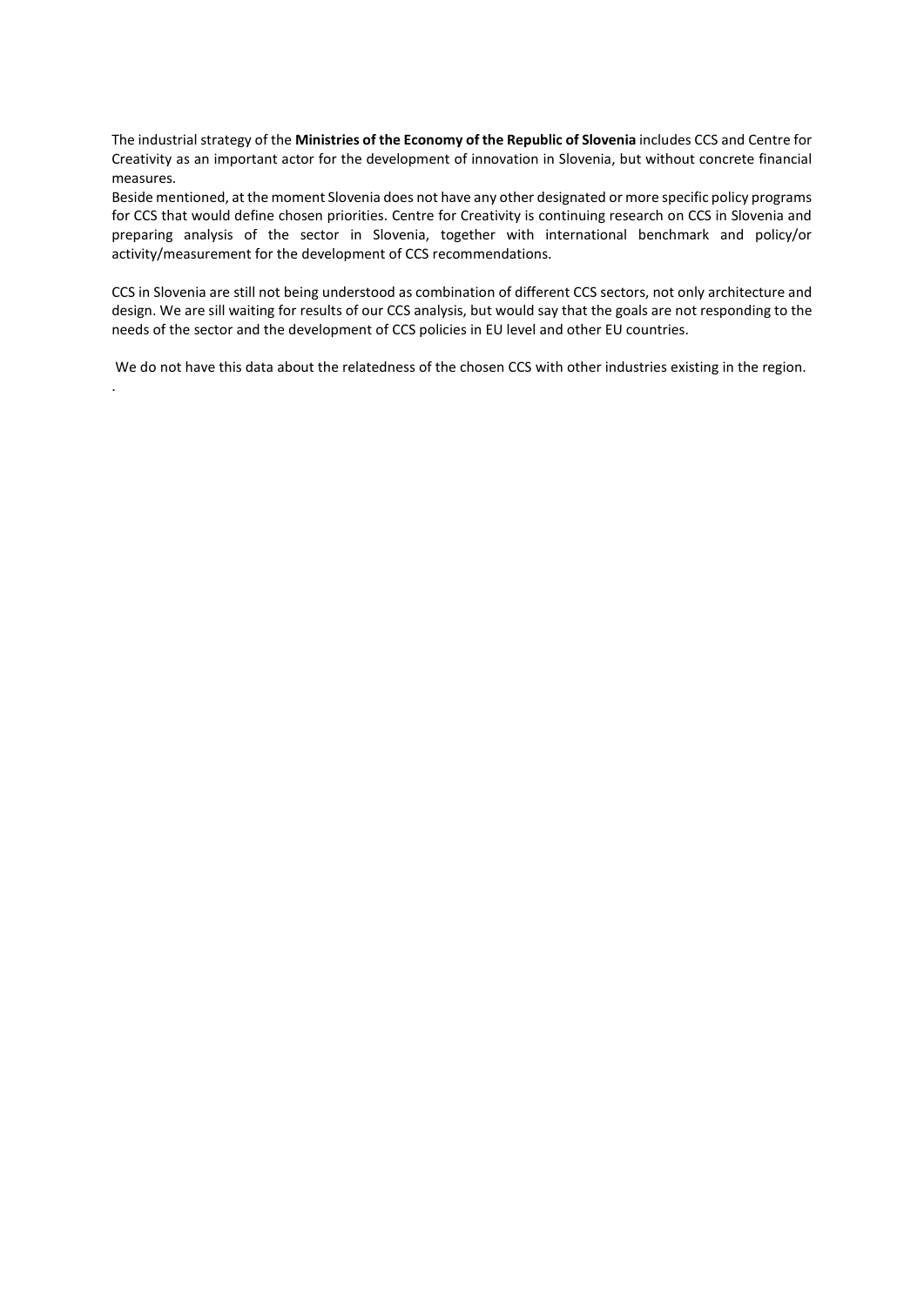The industrial strategy of the **Ministries of the Economy of the Republic of Slovenia** includes CCS and Centre for Creativity as an important actor for the development of innovation in Slovenia, but without concrete financial measures.
Beside mentioned, at the moment Slovenia does not have any other designated or more specific policy programs for CCS that would define chosen priorities. Centre for Creativity is continuing research on CCS in Slovenia and preparing analysis of the sector in Slovenia, together with international benchmark and policy/or activity/measurement for the development of CCS recommendations.

CCS in Slovenia are still not being understood as combination of different CCS sectors, not only architecture and design. We are sill waiting for results of our CCS analysis, but would say that the goals are not responding to the needs of the sector and the development of CCS policies in EU level and other EU countries.

We do not have this data about the relatedness of the chosen CCS with other industries existing in the region.

.